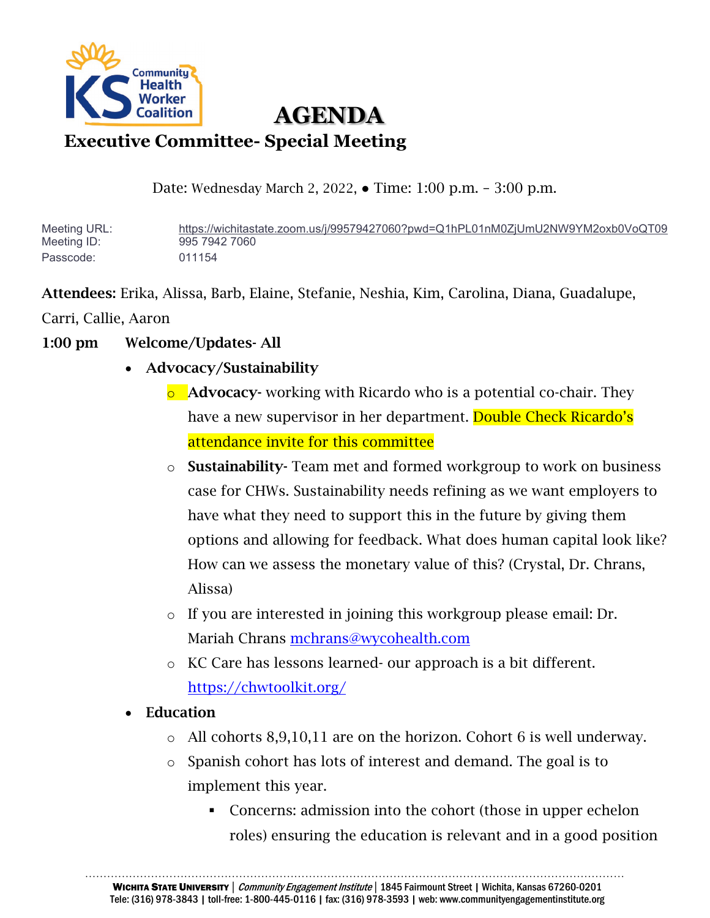# AGENDA

## Executive Committee- Special Meeting

Date: Wednesday March 2, 2022, ● Time: 1:00 p.m. – 3:00 p.m.

| | |
|---|---|
| Meeting URL: | https://wichitastate.zoom.us/j/99579427060?pwd=Q1hPL01nM0ZjUmU2NW9YM2oxb0VoQT09 |
| Meeting ID: | 995 7942 7060 |
| Passcode: | 011154 |

**Attendees:** Erika, Alissa, Barb, Elaine, Stefanie, Neshia, Kim, Carolina, Diana, Guadalupe, Carri, Callie, Aaron

**1:00 pm Welcome/Updates- All**

- **Advocacy/Sustainability**
  - **Advocacy**- working with Ricardo who is a potential co-chair. They have a new supervisor in her department. Double Check Ricardo's attendance invite for this committee
  - **Sustainability**- Team met and formed workgroup to work on business case for CHWs. Sustainability needs refining as we want employers to have what they need to support this in the future by giving them options and allowing for feedback. What does human capital look like? How can we assess the monetary value of this? (Crystal, Dr. Chrans, Alissa)
  - If you are interested in joining this workgroup please email: Dr. Mariah Chrans mchrans@wycohealth.com
  - KC Care has lessons learned- our approach is a bit different. https://chwtoolkit.org/
- **Education**
  - All cohorts 8,9,10,11 are on the horizon. Cohort 6 is well underway.
  - Spanish cohort has lots of interest and demand. The goal is to implement this year.
    - Concerns: admission into the cohort (those in upper echelon roles) ensuring the education is relevant and in a good position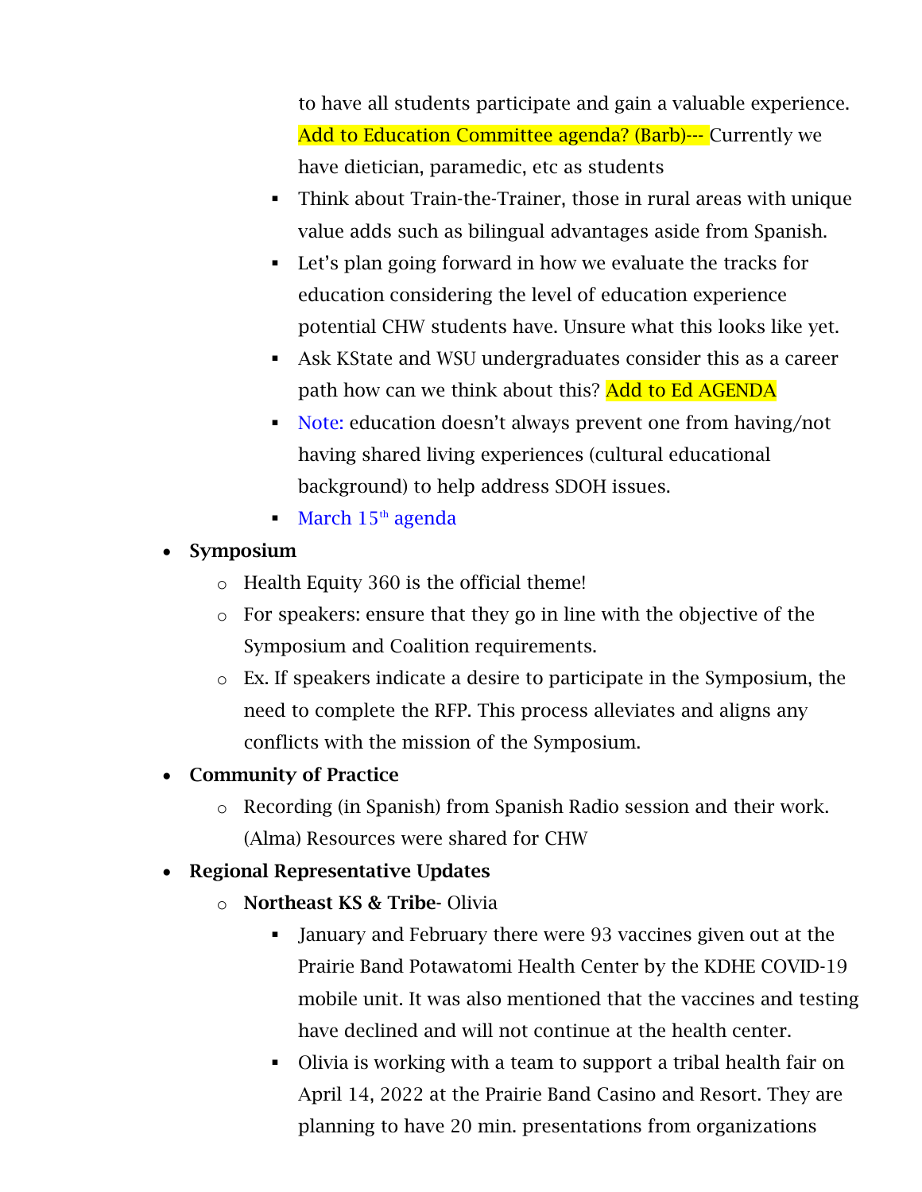to have all students participate and gain a valuable experience. Add to Education Committee agenda? (Barb)--- Currently we have dietician, paramedic, etc as students
    - Think about Train-the-Trainer, those in rural areas with unique value adds such as bilingual advantages aside from Spanish.
    - Let's plan going forward in how we evaluate the tracks for education considering the level of education experience potential CHW students have. Unsure what this looks like yet.
    - Ask KState and WSU undergraduates consider this as a career path how can we think about this? Add to Ed AGENDA
    - Note: education doesn't always prevent one from having/not having shared living experiences (cultural educational background) to help address SDOH issues.
    - March 15th agenda

- **Symposium**
  - Health Equity 360 is the official theme!
  - For speakers: ensure that they go in line with the objective of the Symposium and Coalition requirements.
  - Ex. If speakers indicate a desire to participate in the Symposium, the need to complete the RFP. This process alleviates and aligns any conflicts with the mission of the Symposium.
- **Community of Practice**
  - Recording (in Spanish) from Spanish Radio session and their work. (Alma) Resources were shared for CHW
- **Regional Representative Updates**
  - **Northeast KS & Tribe**- Olivia
    - January and February there were 93 vaccines given out at the Prairie Band Potawatomi Health Center by the KDHE COVID-19 mobile unit. It was also mentioned that the vaccines and testing have declined and will not continue at the health center.
    - Olivia is working with a team to support a tribal health fair on April 14, 2022 at the Prairie Band Casino and Resort. They are planning to have 20 min. presentations from organizations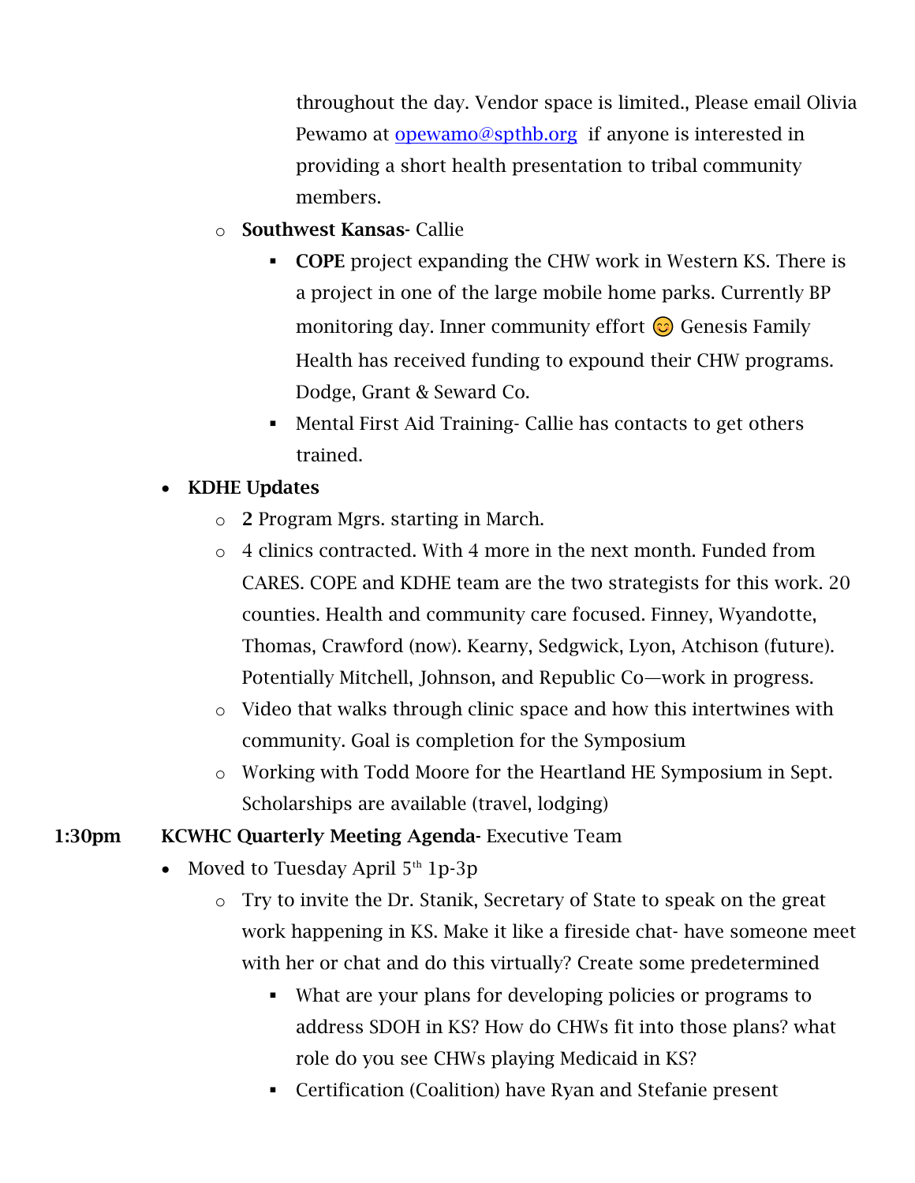throughout the day. Vendor space is limited., Please email Olivia Pewamo at [opewamo@spthb.org](mailto:opewamo@spthb.org) if anyone is interested in providing a short health presentation to tribal community members.

- **Southwest Kansas**- Callie
  - **COPE** project expanding the CHW work in Western KS. There is a project in one of the large mobile home parks. Currently BP monitoring day. Inner community effort 😊 Genesis Family Health has received funding to expound their CHW programs. Dodge, Grant & Seward Co.
  - Mental First Aid Training- Callie has contacts to get others trained.

- **KDHE Updates**
  - **2** Program Mgrs. starting in March.
  - 4 clinics contracted. With 4 more in the next month. Funded from CARES. COPE and KDHE team are the two strategists for this work. 20 counties. Health and community care focused. Finney, Wyandotte, Thomas, Crawford (now). Kearny, Sedgwick, Lyon, Atchison (future). Potentially Mitchell, Johnson, and Republic Co—work in progress.
  - Video that walks through clinic space and how this intertwines with community. Goal is completion for the Symposium
  - Working with Todd Moore for the Heartland HE Symposium in Sept. Scholarships are available (travel, lodging)

**1:30pm** **KCWHC Quarterly Meeting Agenda**- Executive Team

- Moved to Tuesday April 5th 1p-3p
  - Try to invite the Dr. Stanik, Secretary of State to speak on the great work happening in KS. Make it like a fireside chat- have someone meet with her or chat and do this virtually? Create some predetermined
    - What are your plans for developing policies or programs to address SDOH in KS? How do CHWs fit into those plans? what role do you see CHWs playing Medicaid in KS?
    - Certification (Coalition) have Ryan and Stefanie present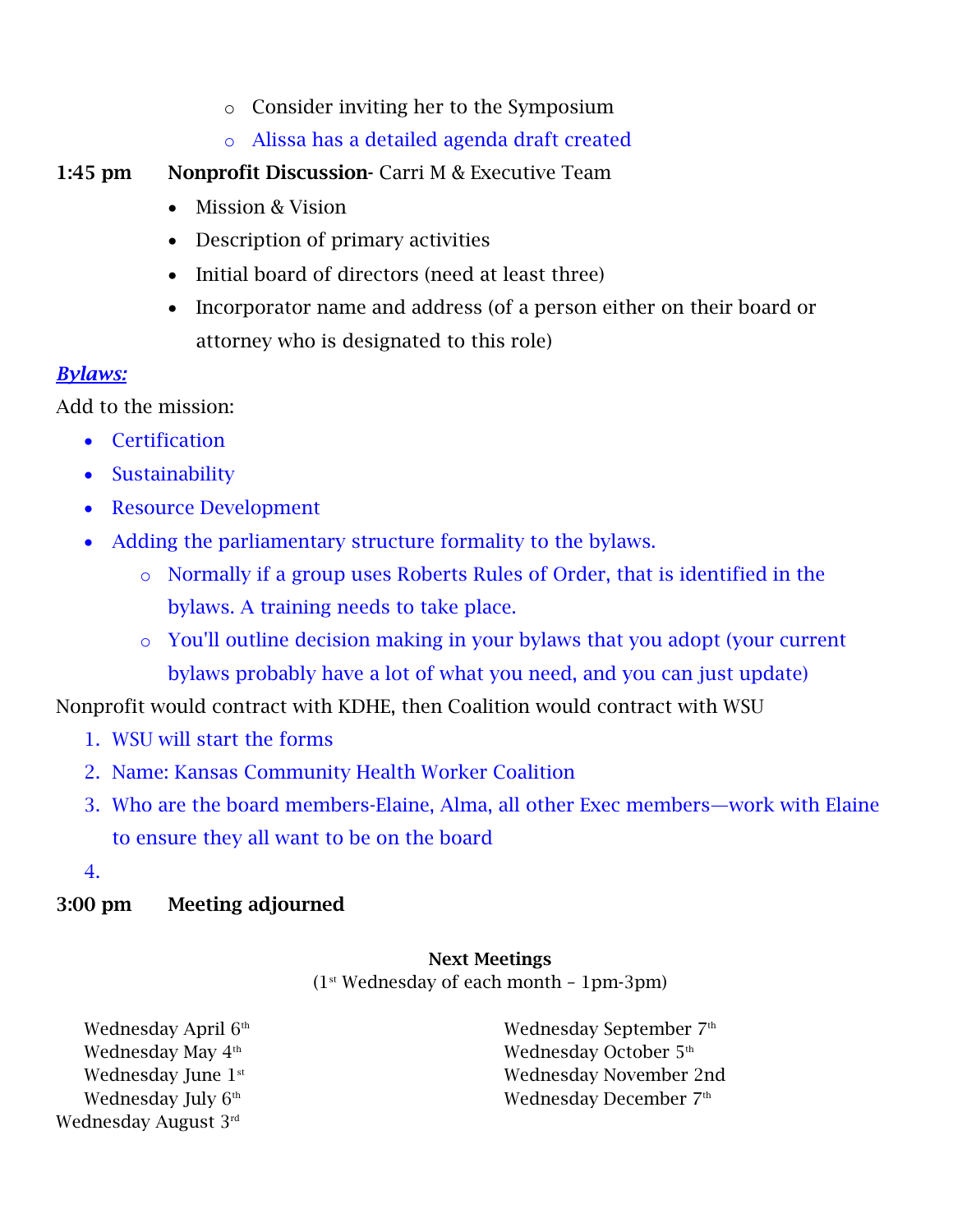- Consider inviting her to the Symposium
    - Alissa has a detailed agenda draft created

**1:45 pm** **Nonprofit Discussion**- Carri M & Executive Team

- Mission & Vision
- Description of primary activities
- Initial board of directors (need at least three)
- Incorporator name and address (of a person either on their board or attorney who is designated to this role)

***Bylaws:***

Add to the mission:

- Certification
- Sustainability
- Resource Development
- Adding the parliamentary structure formality to the bylaws.
    - Normally if a group uses Roberts Rules of Order, that is identified in the bylaws. A training needs to take place.
    - You'll outline decision making in your bylaws that you adopt (your current bylaws probably have a lot of what you need, and you can just update)

Nonprofit would contract with KDHE, then Coalition would contract with WSU

1. WSU will start the forms
2. Name: Kansas Community Health Worker Coalition
3. Who are the board members-Elaine, Alma, all other Exec members—work with Elaine to ensure they all want to be on the board
4.

**3:00 pm** **Meeting adjourned**

**Next Meetings**

(1st Wednesday of each month – 1pm-3pm)

Wednesday April 6th
Wednesday May 4th
Wednesday June 1st
Wednesday July 6th
Wednesday August 3rd
Wednesday September 7th
Wednesday October 5th
Wednesday November 2nd
Wednesday December 7th